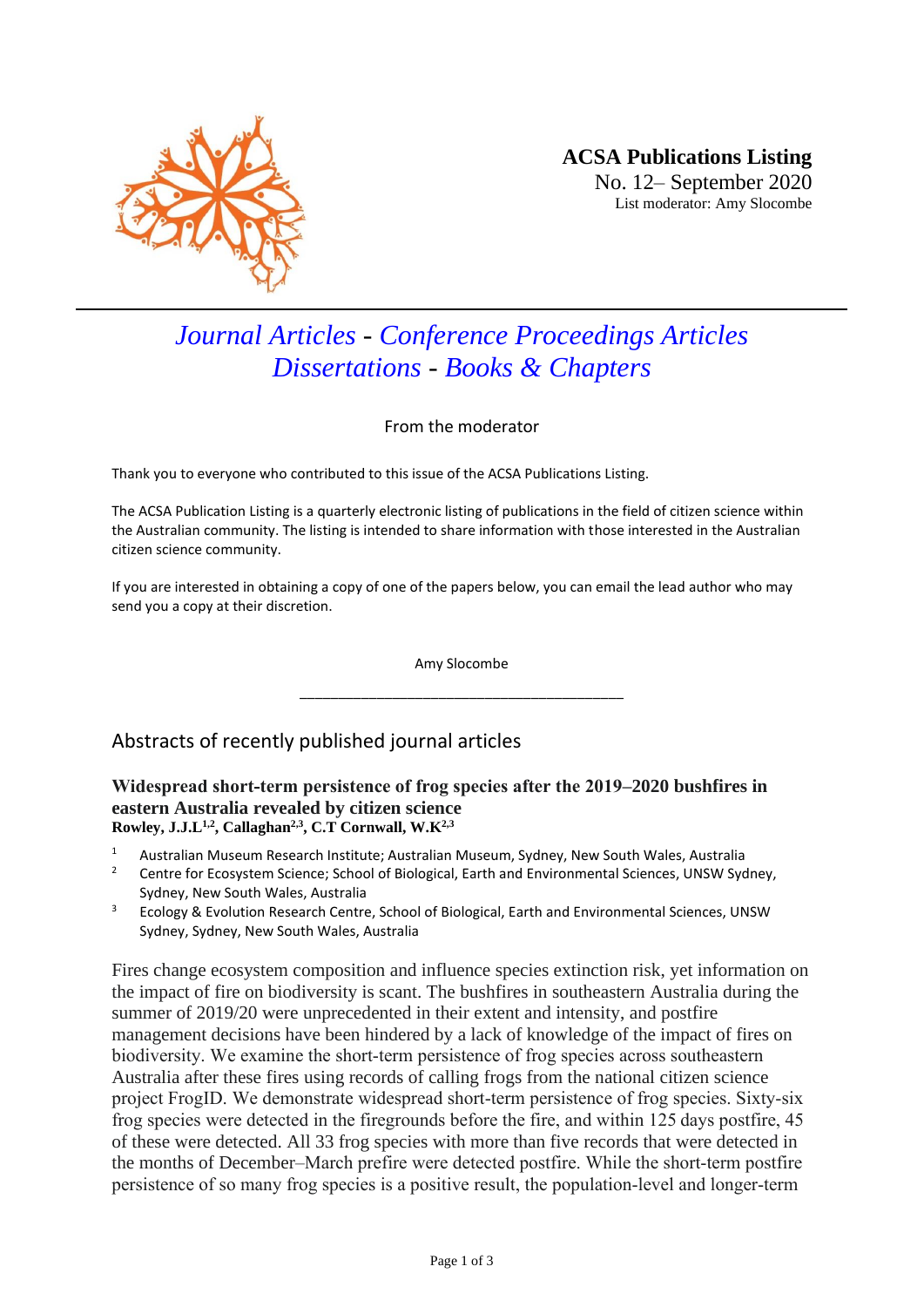**ACSA Publications Listing**
No. 12– September 2020
List moderator: Amy Slocombe

---

# *Journal Articles* - *Conference Proceedings Articles* *Dissertations* - *Books & Chapters*

From the moderator

Thank you to everyone who contributed to this issue of the ACSA Publications Listing.

The ACSA Publication Listing is a quarterly electronic listing of publications in the field of citizen science within the Australian community. The listing is intended to share information with those interested in the Australian citizen science community.

If you are interested in obtaining a copy of one of the papers below, you can email the lead author who may send you a copy at their discretion.

Amy Slocombe

---

## Abstracts of recently published journal articles

### Widespread short-term persistence of frog species after the 2019–2020 bushfires in eastern Australia revealed by citizen science

**Rowley, J.J.L[1,2], Callaghan[2,3], C.T Cornwall, W.K[2,3]**

1. Australian Museum Research Institute; Australian Museum, Sydney, New South Wales, Australia
2. Centre for Ecosystem Science; School of Biological, Earth and Environmental Sciences, UNSW Sydney, Sydney, New South Wales, Australia
3. Ecology & Evolution Research Centre, School of Biological, Earth and Environmental Sciences, UNSW Sydney, Sydney, New South Wales, Australia

Fires change ecosystem composition and influence species extinction risk, yet information on the impact of fire on biodiversity is scant. The bushfires in southeastern Australia during the summer of 2019/20 were unprecedented in their extent and intensity, and postfire management decisions have been hindered by a lack of knowledge of the impact of fires on biodiversity. We examine the short-term persistence of frog species across southeastern Australia after these fires using records of calling frogs from the national citizen science project FrogID. We demonstrate widespread short-term persistence of frog species. Sixty-six frog species were detected in the firegrounds before the fire, and within 125 days postfire, 45 of these were detected. All 33 frog species with more than five records that were detected in the months of December–March prefire were detected postfire. While the short-term postfire persistence of so many frog species is a positive result, the population-level and longer-term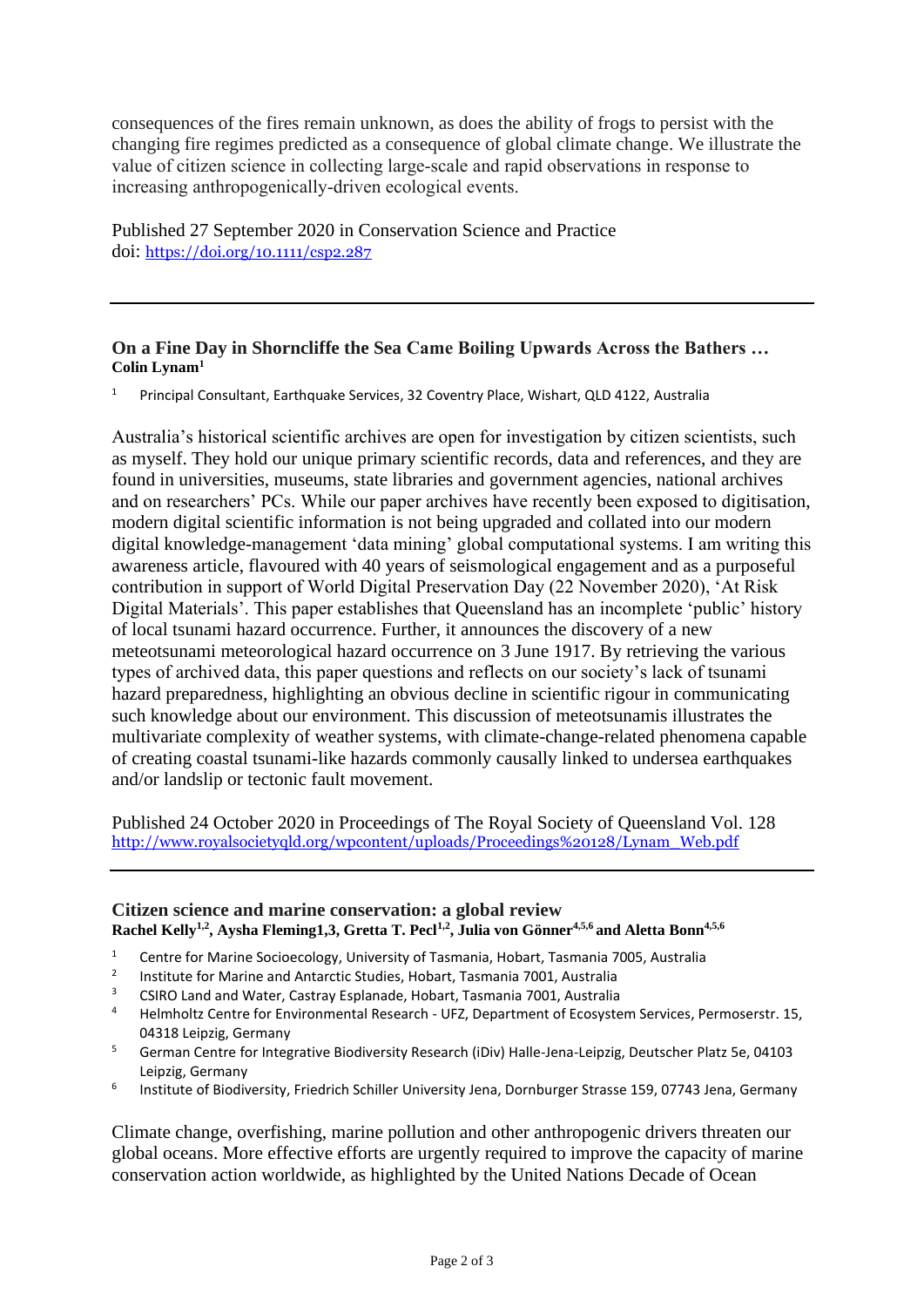consequences of the fires remain unknown, as does the ability of frogs to persist with the changing fire regimes predicted as a consequence of global climate change. We illustrate the value of citizen science in collecting large-scale and rapid observations in response to increasing anthropogenically-driven ecological events.

Published 27 September 2020 in Conservation Science and Practice
doi: https://doi.org/10.1111/csp2.287

---

### On a Fine Day in Shorncliffe the Sea Came Boiling Upwards Across the Bathers …

**Colin Lynam[1]**

[1] Principal Consultant, Earthquake Services, 32 Coventry Place, Wishart, QLD 4122, Australia

Australia's historical scientific archives are open for investigation by citizen scientists, such as myself. They hold our unique primary scientific records, data and references, and they are found in universities, museums, state libraries and government agencies, national archives and on researchers' PCs. While our paper archives have recently been exposed to digitisation, modern digital scientific information is not being upgraded and collated into our modern digital knowledge-management 'data mining' global computational systems. I am writing this awareness article, flavoured with 40 years of seismological engagement and as a purposeful contribution in support of World Digital Preservation Day (22 November 2020), 'At Risk Digital Materials'. This paper establishes that Queensland has an incomplete 'public' history of local tsunami hazard occurrence. Further, it announces the discovery of a new meteotsunami meteorological hazard occurrence on 3 June 1917. By retrieving the various types of archived data, this paper questions and reflects on our society's lack of tsunami hazard preparedness, highlighting an obvious decline in scientific rigour in communicating such knowledge about our environment. This discussion of meteotsunamis illustrates the multivariate complexity of weather systems, with climate-change-related phenomena capable of creating coastal tsunami-like hazards commonly causally linked to undersea earthquakes and/or landslip or tectonic fault movement.

Published 24 October 2020 in Proceedings of The Royal Society of Queensland Vol. 128
http://www.royalsocietyqld.org/wpcontent/uploads/Proceedings%20128/Lynam_Web.pdf

---

### Citizen science and marine conservation: a global review

**Rachel Kelly[1,2], Aysha Fleming1,3, Gretta T. Pecl[1,2], Julia von Gönner[4,5,6] and Aletta Bonn[4,5,6]**

[1] Centre for Marine Socioecology, University of Tasmania, Hobart, Tasmania 7005, Australia
[2] Institute for Marine and Antarctic Studies, Hobart, Tasmania 7001, Australia
[3] CSIRO Land and Water, Castray Esplanade, Hobart, Tasmania 7001, Australia
[4] Helmholtz Centre for Environmental Research - UFZ, Department of Ecosystem Services, Permoserstr. 15, 04318 Leipzig, Germany
[5] German Centre for Integrative Biodiversity Research (iDiv) Halle-Jena-Leipzig, Deutscher Platz 5e, 04103 Leipzig, Germany
[6] Institute of Biodiversity, Friedrich Schiller University Jena, Dornburger Strasse 159, 07743 Jena, Germany

Climate change, overfishing, marine pollution and other anthropogenic drivers threaten our global oceans. More effective efforts are urgently required to improve the capacity of marine conservation action worldwide, as highlighted by the United Nations Decade of Ocean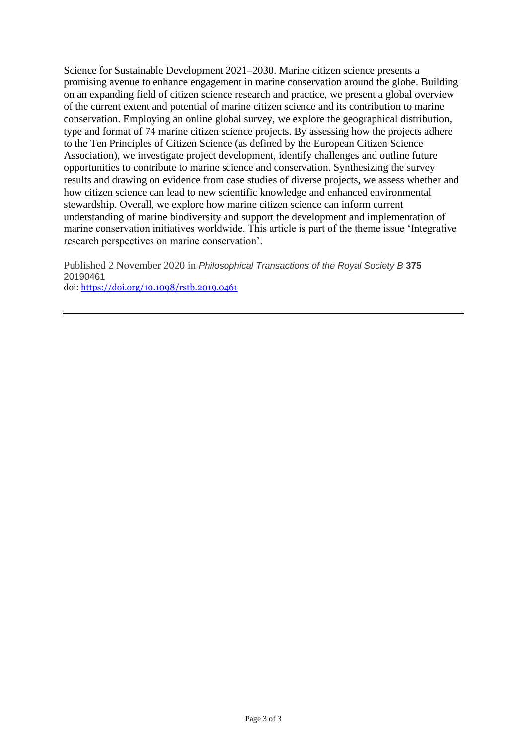Science for Sustainable Development 2021–2030. Marine citizen science presents a promising avenue to enhance engagement in marine conservation around the globe. Building on an expanding field of citizen science research and practice, we present a global overview of the current extent and potential of marine citizen science and its contribution to marine conservation. Employing an online global survey, we explore the geographical distribution, type and format of 74 marine citizen science projects. By assessing how the projects adhere to the Ten Principles of Citizen Science (as defined by the European Citizen Science Association), we investigate project development, identify challenges and outline future opportunities to contribute to marine science and conservation. Synthesizing the survey results and drawing on evidence from case studies of diverse projects, we assess whether and how citizen science can lead to new scientific knowledge and enhanced environmental stewardship. Overall, we explore how marine citizen science can inform current understanding of marine biodiversity and support the development and implementation of marine conservation initiatives worldwide. This article is part of the theme issue 'Integrative research perspectives on marine conservation'.

Published 2 November 2020 in *Philosophical Transactions of the Royal Society B* **375** 20190461
doi: https://doi.org/10.1098/rstb.2019.0461

---